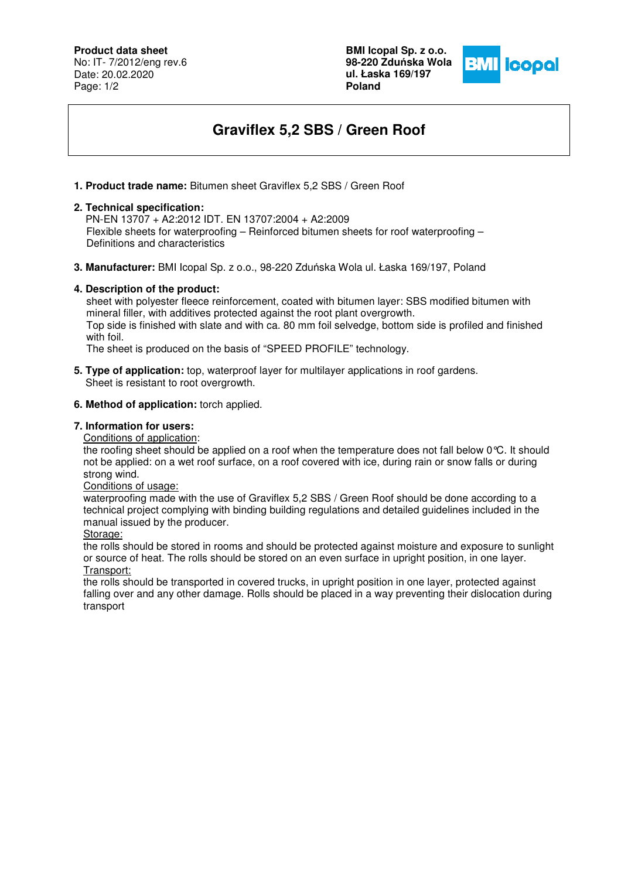**Product data sheet**
No: IT- 7/2012/eng rev.6
Date: 20.02.2020

**BMI Icopal Sp. z o.o.**
**98-220 Zduńska Wola**
**ul. Łaska 169/197**
**Poland**

# Graviflex 5,2 SBS / Green Roof

1. **Product trade name:** Bitumen sheet Graviflex 5,2 SBS / Green Roof

2. **Technical specification:**
   PN-EN 13707 + A2:2012 IDT. EN 13707:2004 + A2:2009
   Flexible sheets for waterproofing – Reinforced bitumen sheets for roof waterproofing – Definitions and characteristics

3. **Manufacturer:** BMI Icopal Sp. z o.o., 98-220 Zduńska Wola ul. Łaska 169/197, Poland

4. **Description of the product:**
   sheet with polyester fleece reinforcement, coated with bitumen layer: SBS modified bitumen with mineral filler, with additives protected against the root plant overgrowth.
   Top side is finished with slate and with ca. 80 mm foil selvedge, bottom side is profiled and finished with foil.
   The sheet is produced on the basis of "SPEED PROFILE" technology.

5. **Type of application:** top, waterproof layer for multilayer applications in roof gardens.
   Sheet is resistant to root overgrowth.

6. **Method of application:** torch applied.

7. **Information for users:**
   Conditions of application:
   the roofing sheet should be applied on a roof when the temperature does not fall below 0℃. It should not be applied: on a wet roof surface, on a roof covered with ice, during rain or snow falls or during strong wind.
   Conditions of usage:
   waterproofing made with the use of Graviflex 5,2 SBS / Green Roof should be done according to a technical project complying with binding building regulations and detailed guidelines included in the manual issued by the producer.
   Storage:
   the rolls should be stored in rooms and should be protected against moisture and exposure to sunlight or source of heat. The rolls should be stored on an even surface in upright position, in one layer.
   Transport:
   the rolls should be transported in covered trucks, in upright position in one layer, protected against falling over and any other damage. Rolls should be placed in a way preventing their dislocation during transport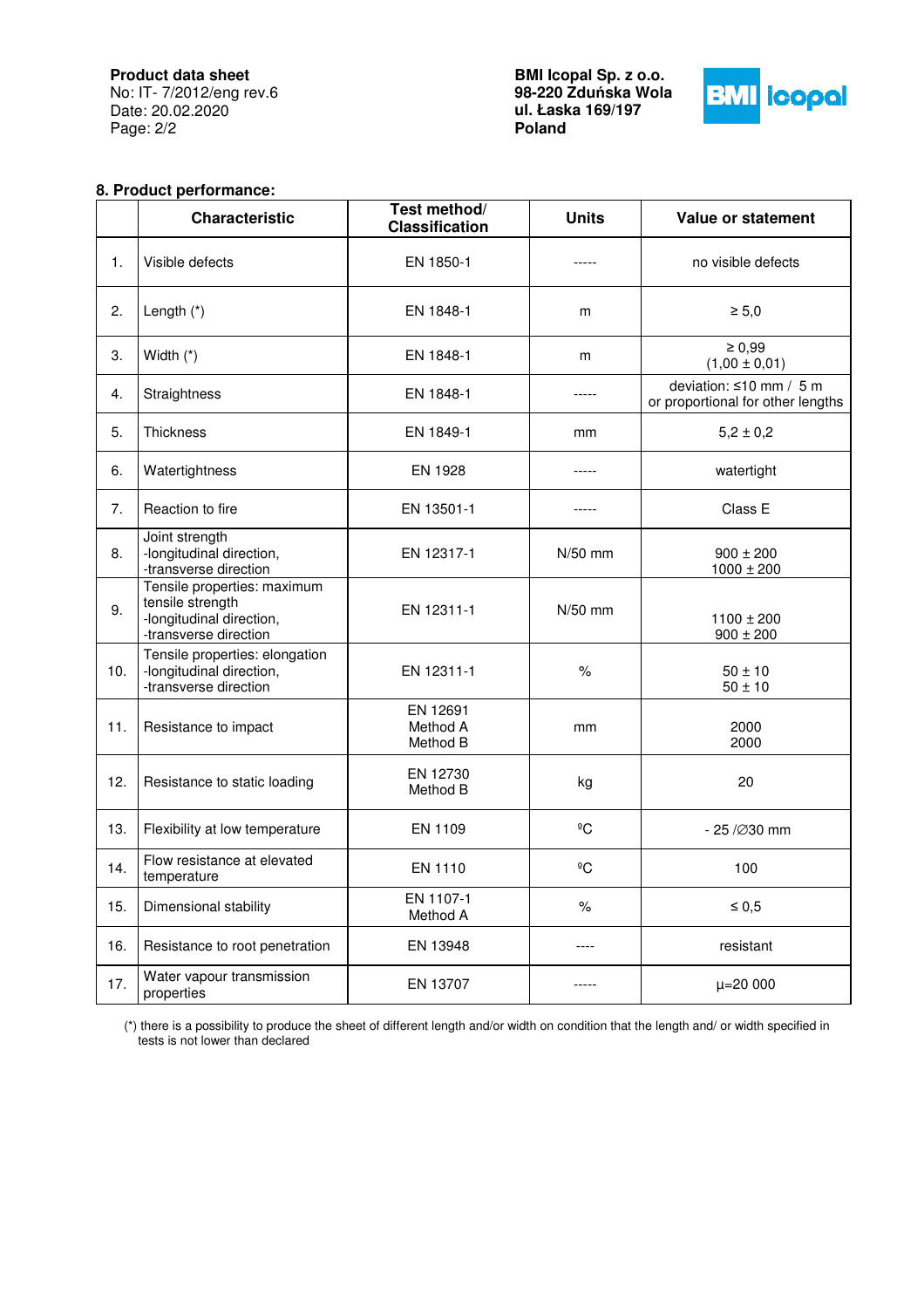**Product data sheet**
No: IT- 7/2012/eng rev.6
Date: 20.02.2020
Page: 2/2

**BMI Icopal Sp. z o.o.**
**98-220 Zduńska Wola**
**ul. Łaska 169/197**
**Poland**

BMI Icopal

**8. Product performance:**

| | Characteristic | Test method/ Classification | Units | Value or statement |
|---|---|---|---|---|
| 1. | Visible defects | EN 1850-1 | ----- | no visible defects |
| 2. | Length (*) | EN 1848-1 | m | ≥ 5,0 |
| 3. | Width (*) | EN 1848-1 | m | ≥ 0,99<br>(1,00 ± 0,01) |
| 4. | Straightness | EN 1848-1 | ----- | deviation: ≤10 mm / 5 m<br>or proportional for other lengths |
| 5. | Thickness | EN 1849-1 | mm | 5,2 ± 0,2 |
| 6. | Watertightness | EN 1928 | ----- | watertight |
| 7. | Reaction to fire | EN 13501-1 | ----- | Class E |
| 8. | Joint strength<br>-longitudinal direction,<br>-transverse direction | EN 12317-1 | N/50 mm | 900 ± 200<br>1000 ± 200 |
| 9. | Tensile properties: maximum tensile strength<br>-longitudinal direction,<br>-transverse direction | EN 12311-1 | N/50 mm | 1100 ± 200<br>900 ± 200 |
| 10. | Tensile properties: elongation<br>-longitudinal direction,<br>-transverse direction | EN 12311-1 | % | 50 ± 10<br>50 ± 10 |
| 11. | Resistance to impact | EN 12691<br>Method A<br>Method B | mm | 2000<br>2000 |
| 12. | Resistance to static loading | EN 12730<br>Method B | kg | 20 |
| 13. | Flexibility at low temperature | EN 1109 | ºC | - 25 /∅30 mm |
| 14. | Flow resistance at elevated temperature | EN 1110 | ºC | 100 |
| 15. | Dimensional stability | EN 1107-1<br>Method A | % | ≤ 0,5 |
| 16. | Resistance to root penetration | EN 13948 | ---- | resistant |
| 17. | Water vapour transmission properties | EN 13707 | ----- | μ=20 000 |

(*) there is a possibility to produce the sheet of different length and/or width on condition that the length and/ or width specified in tests is not lower than declared